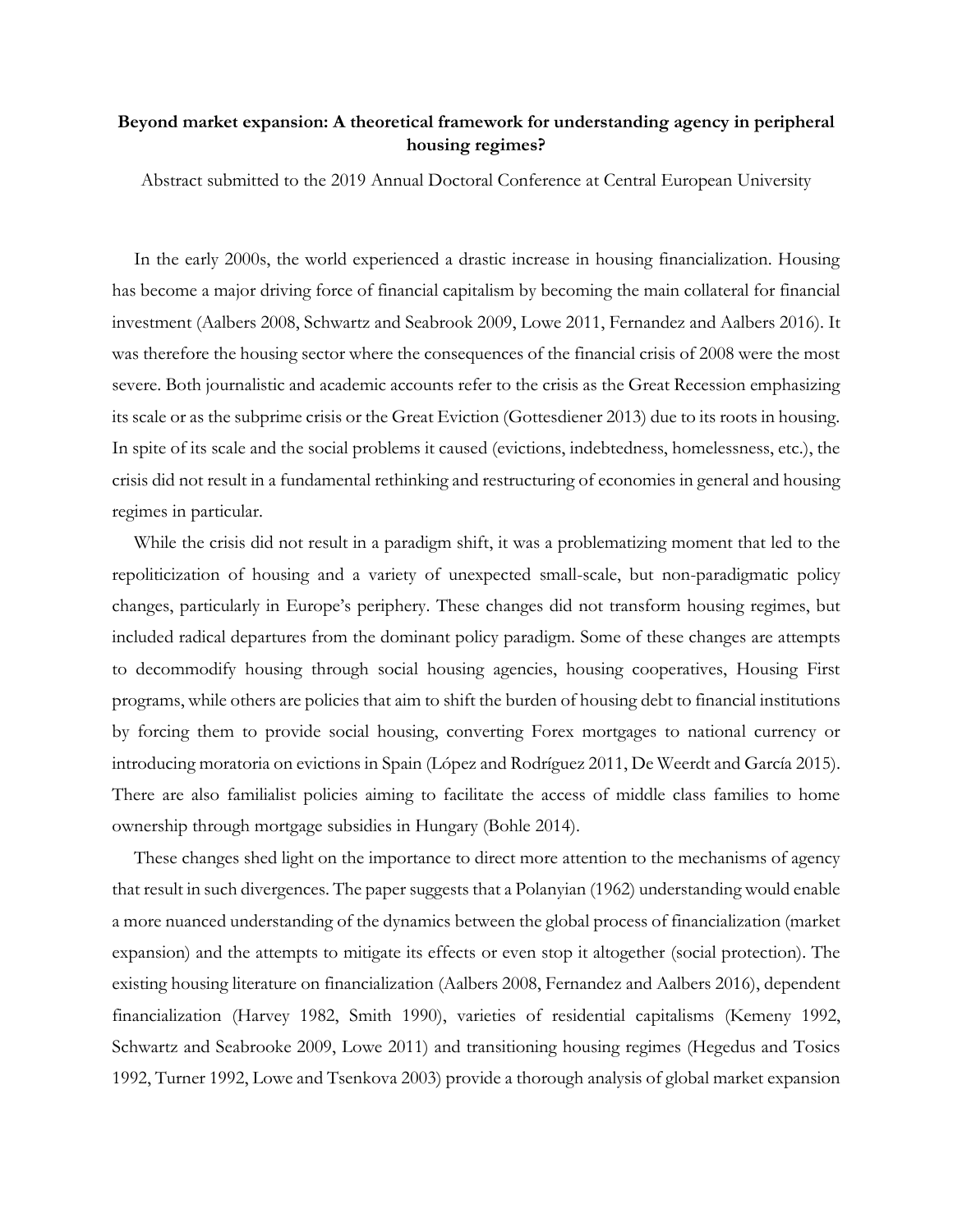**Beyond market expansion: A theoretical framework for understanding agency in peripheral housing regimes?**

Abstract submitted to the 2019 Annual Doctoral Conference at Central European University

In the early 2000s, the world experienced a drastic increase in housing financialization. Housing has become a major driving force of financial capitalism by becoming the main collateral for financial investment (Aalbers 2008, Schwartz and Seabrook 2009, Lowe 2011, Fernandez and Aalbers 2016). It was therefore the housing sector where the consequences of the financial crisis of 2008 were the most severe. Both journalistic and academic accounts refer to the crisis as the Great Recession emphasizing its scale or as the subprime crisis or the Great Eviction (Gottesdiener 2013) due to its roots in housing. In spite of its scale and the social problems it caused (evictions, indebtedness, homelessness, etc.), the crisis did not result in a fundamental rethinking and restructuring of economies in general and housing regimes in particular.

While the crisis did not result in a paradigm shift, it was a problematizing moment that led to the repoliticization of housing and a variety of unexpected small-scale, but non-paradigmatic policy changes, particularly in Europe's periphery. These changes did not transform housing regimes, but included radical departures from the dominant policy paradigm. Some of these changes are attempts to decommodify housing through social housing agencies, housing cooperatives, Housing First programs, while others are policies that aim to shift the burden of housing debt to financial institutions by forcing them to provide social housing, converting Forex mortgages to national currency or introducing moratoria on evictions in Spain (López and Rodríguez 2011, De Weerdt and García 2015). There are also familialist policies aiming to facilitate the access of middle class families to home ownership through mortgage subsidies in Hungary (Bohle 2014).

These changes shed light on the importance to direct more attention to the mechanisms of agency that result in such divergences. The paper suggests that a Polanyian (1962) understanding would enable a more nuanced understanding of the dynamics between the global process of financialization (market expansion) and the attempts to mitigate its effects or even stop it altogether (social protection). The existing housing literature on financialization (Aalbers 2008, Fernandez and Aalbers 2016), dependent financialization (Harvey 1982, Smith 1990), varieties of residential capitalisms (Kemeny 1992, Schwartz and Seabrooke 2009, Lowe 2011) and transitioning housing regimes (Hegedus and Tosics 1992, Turner 1992, Lowe and Tsenkova 2003) provide a thorough analysis of global market expansion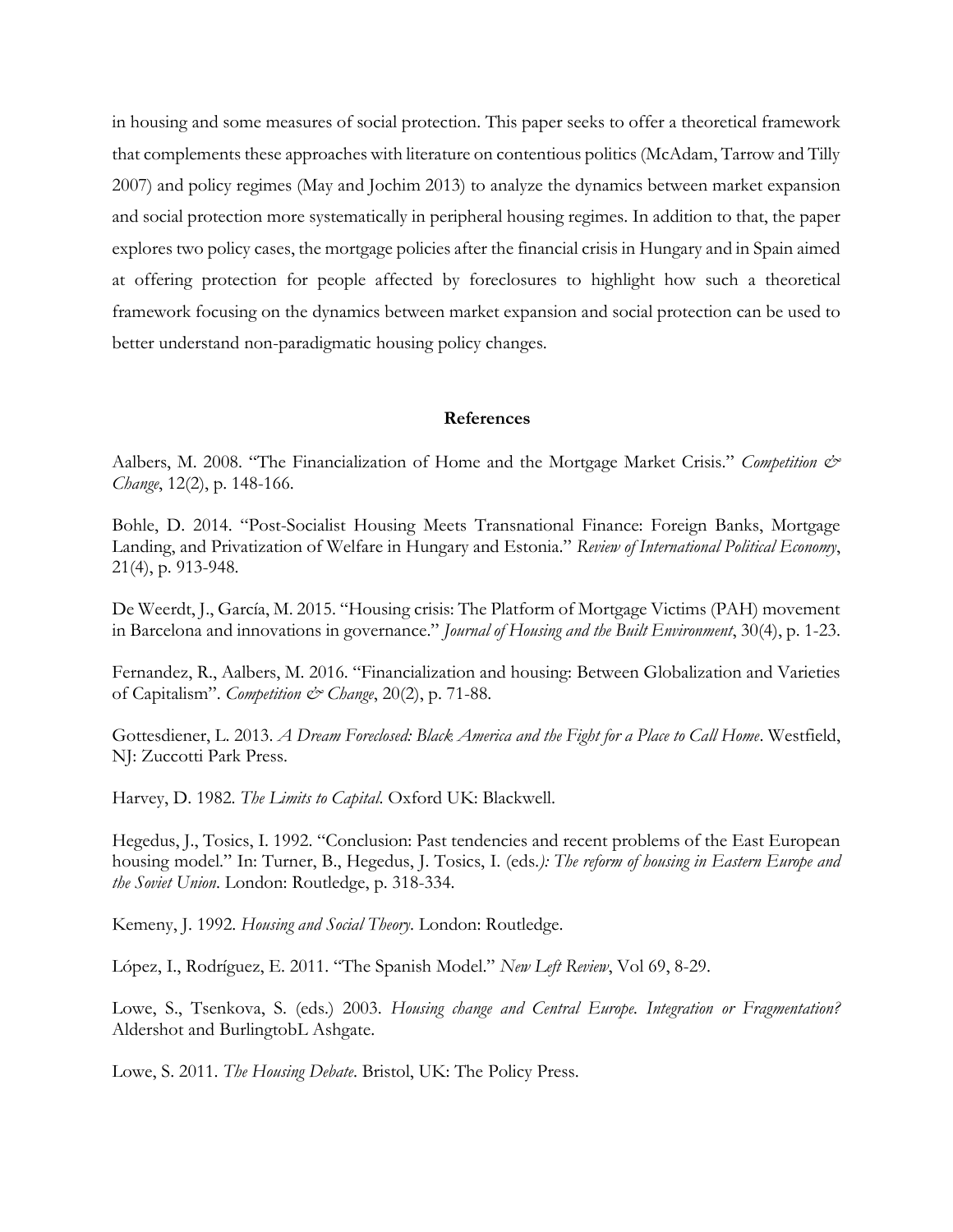in housing and some measures of social protection. This paper seeks to offer a theoretical framework that complements these approaches with literature on contentious politics (McAdam, Tarrow and Tilly 2007) and policy regimes (May and Jochim 2013) to analyze the dynamics between market expansion and social protection more systematically in peripheral housing regimes. In addition to that, the paper explores two policy cases, the mortgage policies after the financial crisis in Hungary and in Spain aimed at offering protection for people affected by foreclosures to highlight how such a theoretical framework focusing on the dynamics between market expansion and social protection can be used to better understand non-paradigmatic housing policy changes.

## References

Aalbers, M. 2008. "The Financialization of Home and the Mortgage Market Crisis." *Competition & Change*, 12(2), p. 148-166.

Bohle, D. 2014. "Post-Socialist Housing Meets Transnational Finance: Foreign Banks, Mortgage Landing, and Privatization of Welfare in Hungary and Estonia." *Review of International Political Economy*, 21(4), p. 913-948.

De Weerdt, J., García, M. 2015. "Housing crisis: The Platform of Mortgage Victims (PAH) movement in Barcelona and innovations in governance." *Journal of Housing and the Built Environment*, 30(4), p. 1-23.

Fernandez, R., Aalbers, M. 2016. "Financialization and housing: Between Globalization and Varieties of Capitalism". *Competition & Change*, 20(2), p. 71-88.

Gottesdiener, L. 2013. *A Dream Foreclosed: Black America and the Fight for a Place to Call Home*. Westfield, NJ: Zuccotti Park Press.

Harvey, D. 1982. *The Limits to Capital.* Oxford UK: Blackwell.

Hegedus, J., Tosics, I. 1992. "Conclusion: Past tendencies and recent problems of the East European housing model." In: Turner, B., Hegedus, J. Tosics, I. (eds.*): The reform of housing in Eastern Europe and the Soviet Union*. London: Routledge, p. 318-334.

Kemeny, J. 1992. *Housing and Social Theory.* London: Routledge.

López, I., Rodríguez, E. 2011. "The Spanish Model." *New Left Review*, Vol 69, 8-29.

Lowe, S., Tsenkova, S. (eds.) 2003. *Housing change and Central Europe. Integration or Fragmentation?* Aldershot and BurlingtobL Ashgate.

Lowe, S. 2011. *The Housing Debate*. Bristol, UK: The Policy Press.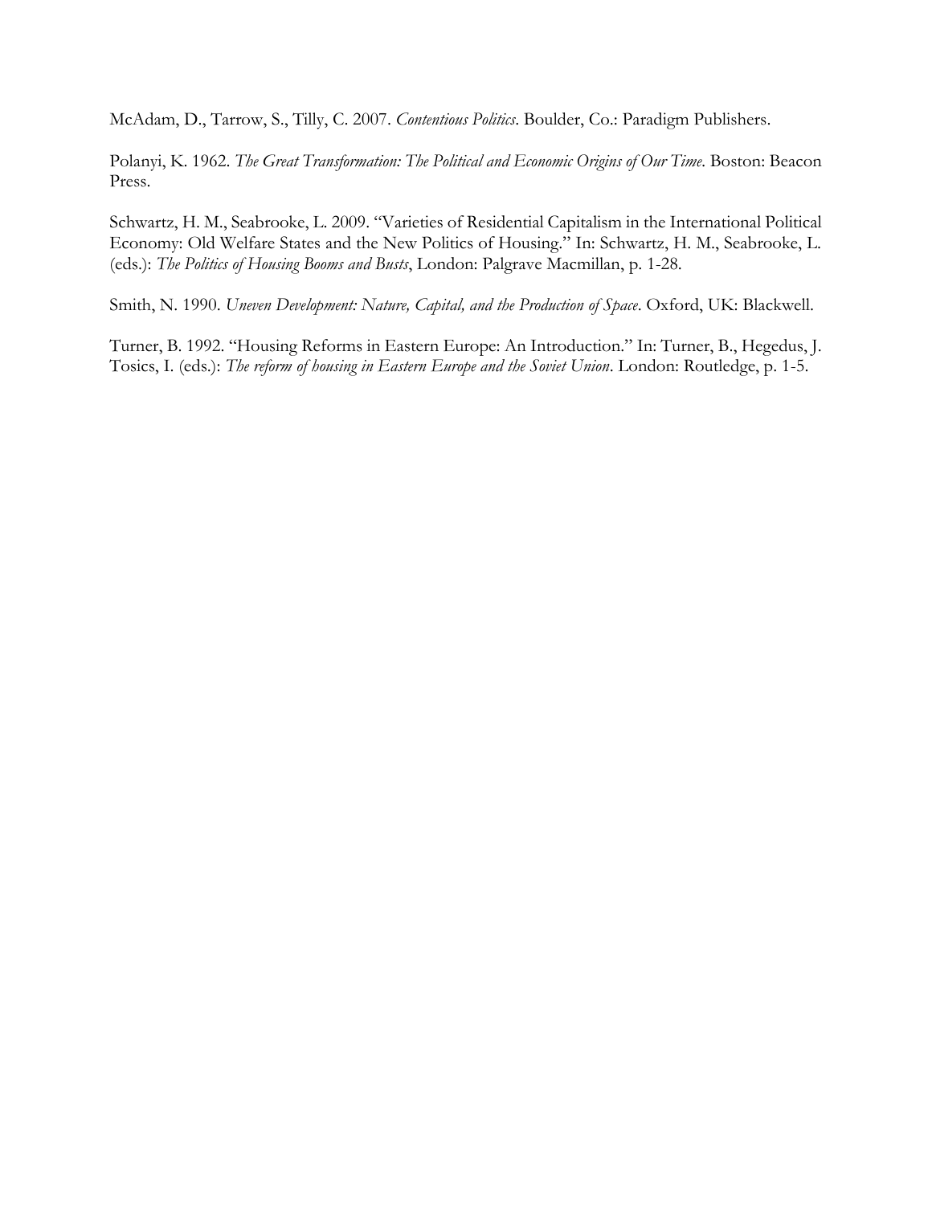McAdam, D., Tarrow, S., Tilly, C. 2007. *Contentious Politics*. Boulder, Co.: Paradigm Publishers.

Polanyi, K. 1962. *The Great Transformation: The Political and Economic Origins of Our Time*. Boston: Beacon Press.

Schwartz, H. M., Seabrooke, L. 2009. "Varieties of Residential Capitalism in the International Political Economy: Old Welfare States and the New Politics of Housing." In: Schwartz, H. M., Seabrooke, L. (eds.): *The Politics of Housing Booms and Busts*, London: Palgrave Macmillan, p. 1-28.

Smith, N. 1990. *Uneven Development: Nature, Capital, and the Production of Space*. Oxford, UK: Blackwell.

Turner, B. 1992. "Housing Reforms in Eastern Europe: An Introduction." In: Turner, B., Hegedus, J. Tosics, I. (eds.): *The reform of housing in Eastern Europe and the Soviet Union*. London: Routledge, p. 1-5.